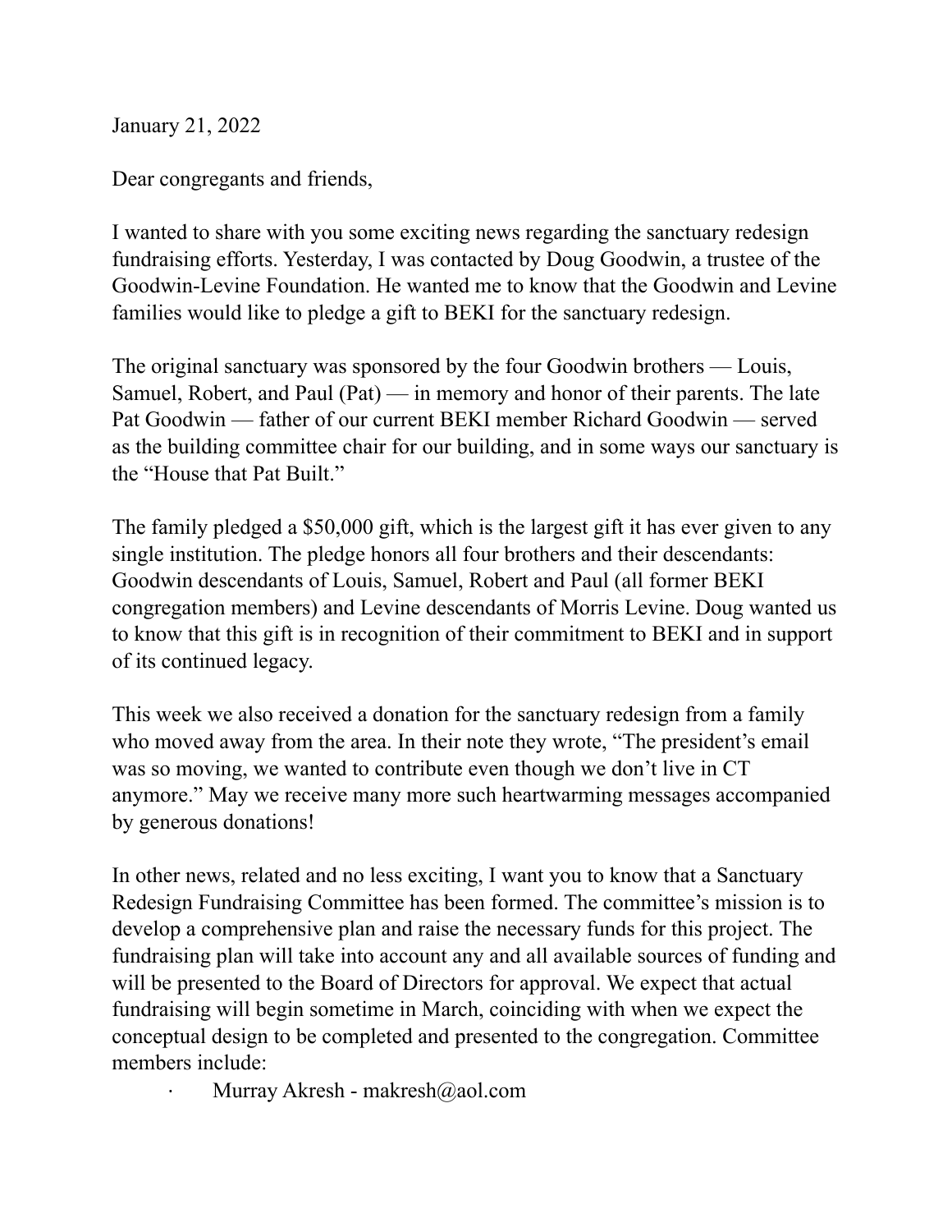January 21, 2022

Dear congregants and friends,

I wanted to share with you some exciting news regarding the sanctuary redesign fundraising efforts. Yesterday, I was contacted by Doug Goodwin, a trustee of the Goodwin-Levine Foundation. He wanted me to know that the Goodwin and Levine families would like to pledge a gift to BEKI for the sanctuary redesign.

The original sanctuary was sponsored by the four Goodwin brothers — Louis, Samuel, Robert, and Paul (Pat) — in memory and honor of their parents. The late Pat Goodwin — father of our current BEKI member Richard Goodwin — served as the building committee chair for our building, and in some ways our sanctuary is the "House that Pat Built."

The family pledged a $50,000 gift, which is the largest gift it has ever given to any single institution. The pledge honors all four brothers and their descendants: Goodwin descendants of Louis, Samuel, Robert and Paul (all former BEKI congregation members) and Levine descendants of Morris Levine. Doug wanted us to know that this gift is in recognition of their commitment to BEKI and in support of its continued legacy.

This week we also received a donation for the sanctuary redesign from a family who moved away from the area. In their note they wrote, "The president's email was so moving, we wanted to contribute even though we don't live in CT anymore." May we receive many more such heartwarming messages accompanied by generous donations!

In other news, related and no less exciting, I want you to know that a Sanctuary Redesign Fundraising Committee has been formed. The committee's mission is to develop a comprehensive plan and raise the necessary funds for this project. The fundraising plan will take into account any and all available sources of funding and will be presented to the Board of Directors for approval. We expect that actual fundraising will begin sometime in March, coinciding with when we expect the conceptual design to be completed and presented to the congregation. Committee members include:

- Murray Akresh - makresh@aol.com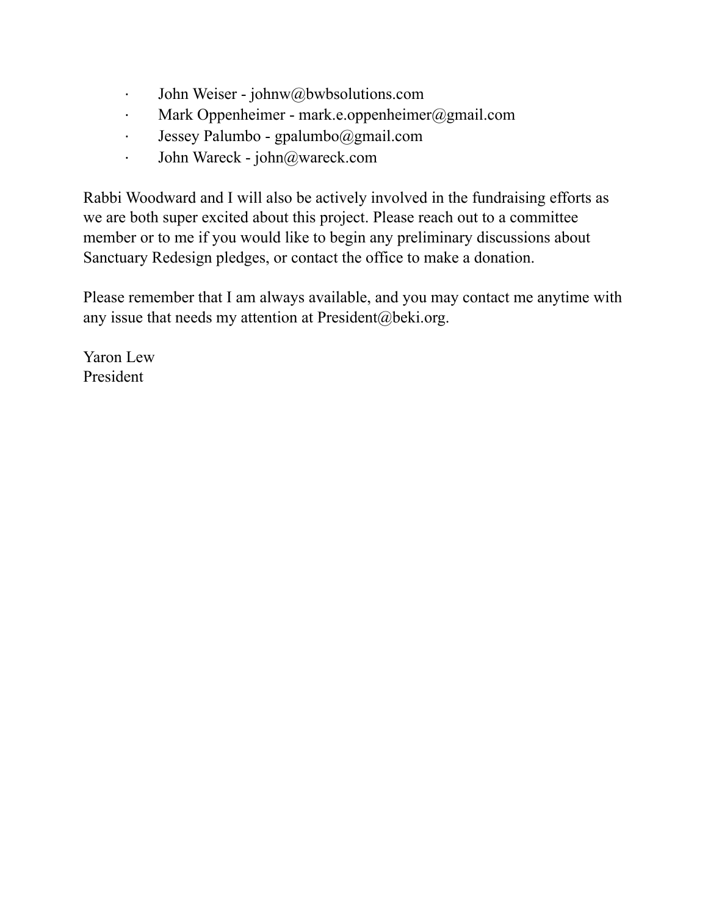- John Weiser - johnw@bwbsolutions.com
- Mark Oppenheimer - mark.e.oppenheimer@gmail.com
- Jessey Palumbo - gpalumbo@gmail.com
- John Wareck - john@wareck.com

Rabbi Woodward and I will also be actively involved in the fundraising efforts as we are both super excited about this project. Please reach out to a committee member or to me if you would like to begin any preliminary discussions about Sanctuary Redesign pledges, or contact the office to make a donation.

Please remember that I am always available, and you may contact me anytime with any issue that needs my attention at President@beki.org.

Yaron Lew
President